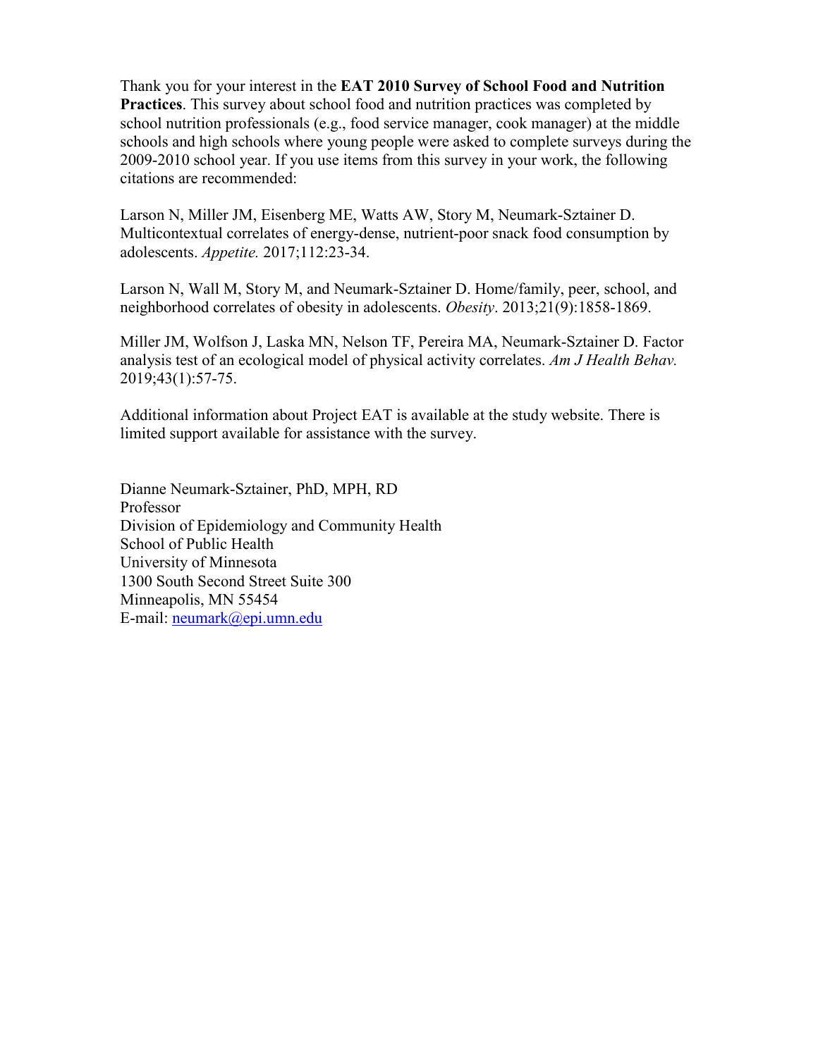Thank you for your interest in the **EAT 2010 Survey of School Food and Nutrition Practices**. This survey about school food and nutrition practices was completed by school nutrition professionals (e.g., food service manager, cook manager) at the middle schools and high schools where young people were asked to complete surveys during the 2009-2010 school year. If you use items from this survey in your work, the following citations are recommended:

Larson N, Miller JM, Eisenberg ME, Watts AW, Story M, Neumark-Sztainer D. Multicontextual correlates of energy-dense, nutrient-poor snack food consumption by adolescents. *Appetite.* 2017;112:23-34.

Larson N, Wall M, Story M, and Neumark-Sztainer D. Home/family, peer, school, and neighborhood correlates of obesity in adolescents. *Obesity*. 2013;21(9):1858-1869.

Miller JM, Wolfson J, Laska MN, Nelson TF, Pereira MA, Neumark-Sztainer D. Factor analysis test of an ecological model of physical activity correlates. *Am J Health Behav.* 2019;43(1):57-75.

Additional information about Project EAT is available at the study website. There is limited support available for assistance with the survey.

Dianne Neumark-Sztainer, PhD, MPH, RD
Professor
Division of Epidemiology and Community Health
School of Public Health
University of Minnesota
1300 South Second Street Suite 300
Minneapolis, MN 55454
E-mail: neumark@epi.umn.edu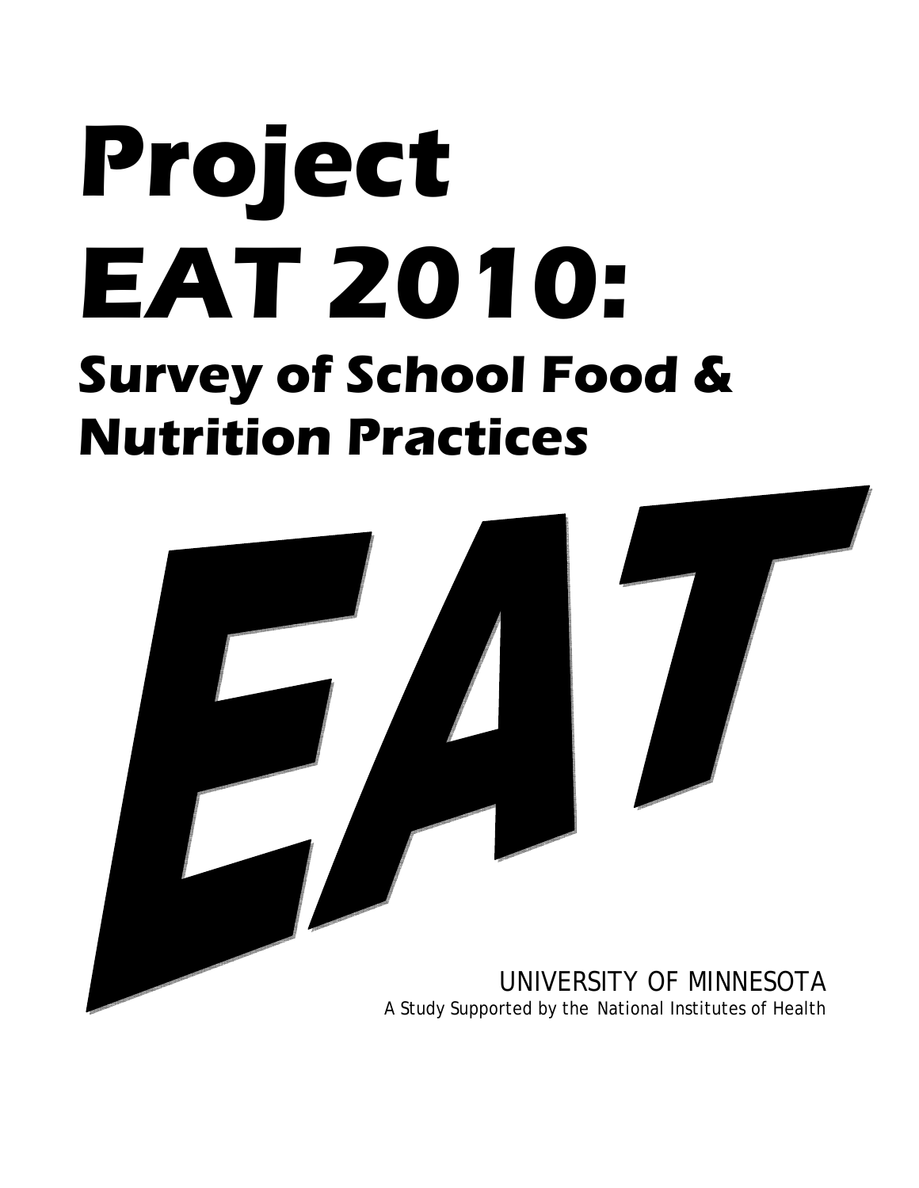# Project EAT 2010:

## Survey of School Food & Nutrition Practices

EAT

UNIVERSITY OF MINNESOTA

*A Study Supported by the National Institutes of Health*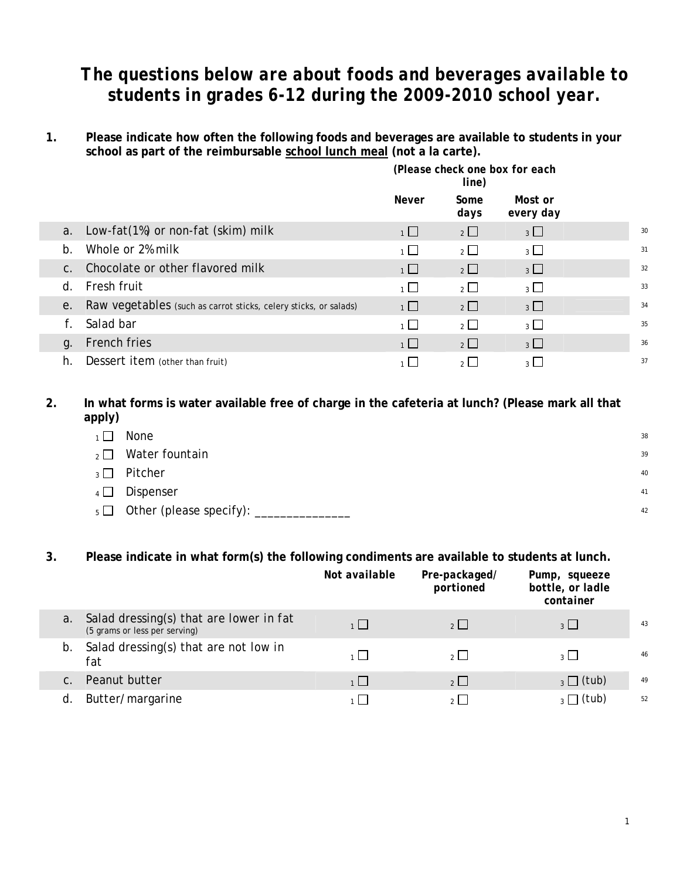# The questions below are about foods and beverages available to students in grades 6-12 during the 2009-2010 school year.

**1. Please indicate how often the following foods and beverages are available to students in your school as part of the reimbursable school lunch meal (not a la carte).**

*(Please check one box for each line)*

| | | Never | Some days | Most or every day | |
|---|---|---|---|---|---|
| a. | Low-fat(1%) or non-fat (skim) milk | 1 ☐ | 2 ☐ | 3 ☐ | 30 |
| b. | Whole or 2% milk | 1 ☐ | 2 ☐ | 3 ☐ | 31 |
| c. | Chocolate or other flavored milk | 1 ☐ | 2 ☐ | 3 ☐ | 32 |
| d. | Fresh fruit | 1 ☐ | 2 ☐ | 3 ☐ | 33 |
| e. | Raw vegetables (such as carrot sticks, celery sticks, or salads) | 1 ☐ | 2 ☐ | 3 ☐ | 34 |
| f. | Salad bar | 1 ☐ | 2 ☐ | 3 ☐ | 35 |
| g. | French fries | 1 ☐ | 2 ☐ | 3 ☐ | 36 |
| h. | Dessert item (other than fruit) | 1 ☐ | 2 ☐ | 3 ☐ | 37 |

**2. In what forms is water available free of charge in the cafeteria at lunch? (Please mark all that apply)**

- 1 ☐ None — 38
- 2 ☐ Water fountain — 39
- 3 ☐ Pitcher — 40
- 4 ☐ Dispenser — 41
- 5 ☐ Other (please specify): _______________ — 42

**3. Please indicate in what form(s) the following condiments are available to students at lunch.**

| | | Not available | Pre-packaged/ portioned | Pump, squeeze bottle, or ladle container | |
|---|---|---|---|---|---|
| a. | Salad dressing(s) that are lower in fat (5 grams or less per serving) | 1 ☐ | 2 ☐ | 3 ☐ | 43 |
| b. | Salad dressing(s) that are not low in fat | 1 ☐ | 2 ☐ | 3 ☐ | 46 |
| c. | Peanut butter | 1 ☐ | 2 ☐ | 3 ☐ (tub) | 49 |
| d. | Butter/margarine | 1 ☐ | 2 ☐ | 3 ☐ (tub) | 52 |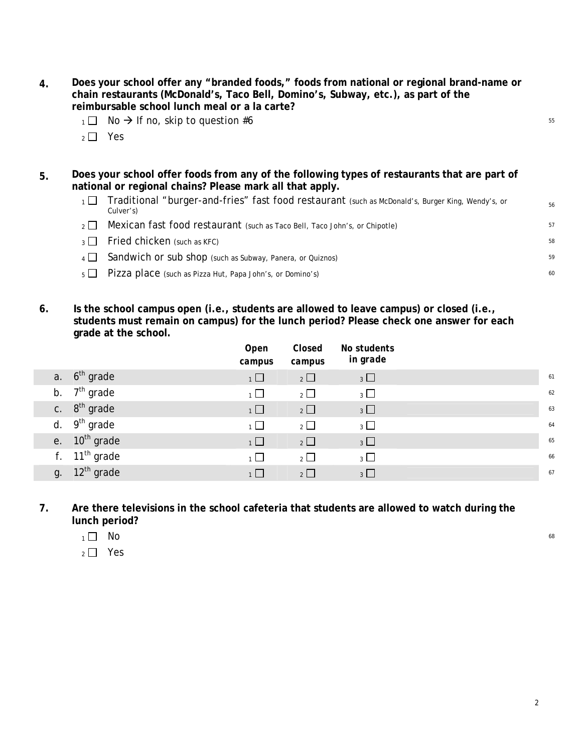**4. Does your school offer any "branded foods," foods from national or regional brand-name or chain restaurants (McDonald's, Taco Bell, Domino's, Subway, etc.), as part of the reimbursable school lunch meal or a la carte?**

- 1 ☐ No → If no, skip to question #6 — 55
- 2 ☐ Yes

**5. Does your school offer foods from any of the following types of restaurants that are part of national or regional chains? Please mark all that apply.**

- 1 ☐ Traditional "burger-and-fries" fast food restaurant (such as McDonald's, Burger King, Wendy's, or Culver's) — 56
- 2 ☐ Mexican fast food restaurant (such as Taco Bell, Taco John's, or Chipotle) — 57
- 3 ☐ Fried chicken (such as KFC) — 58
- 4 ☐ Sandwich or sub shop (such as Subway, Panera, or Quiznos) — 59
- 5 ☐ Pizza place (such as Pizza Hut, Papa John's, or Domino's) — 60

**6. Is the school campus open (i.e., students are allowed to leave campus) or closed (i.e., students must remain on campus) for the lunch period? Please check one answer for each grade at the school.**

| | Open campus | Closed campus | No students in grade | |
|---|---|---|---|---|
| a. 6th grade | 1 ☐ | 2 ☐ | 3 ☐ | 61 |
| b. 7th grade | 1 ☐ | 2 ☐ | 3 ☐ | 62 |
| c. 8th grade | 1 ☐ | 2 ☐ | 3 ☐ | 63 |
| d. 9th grade | 1 ☐ | 2 ☐ | 3 ☐ | 64 |
| e. 10th grade | 1 ☐ | 2 ☐ | 3 ☐ | 65 |
| f. 11th grade | 1 ☐ | 2 ☐ | 3 ☐ | 66 |
| g. 12th grade | 1 ☐ | 2 ☐ | 3 ☐ | 67 |

**7. Are there televisions in the school cafeteria that students are allowed to watch during the lunch period?**

- 1 ☐ No — 68
- 2 ☐ Yes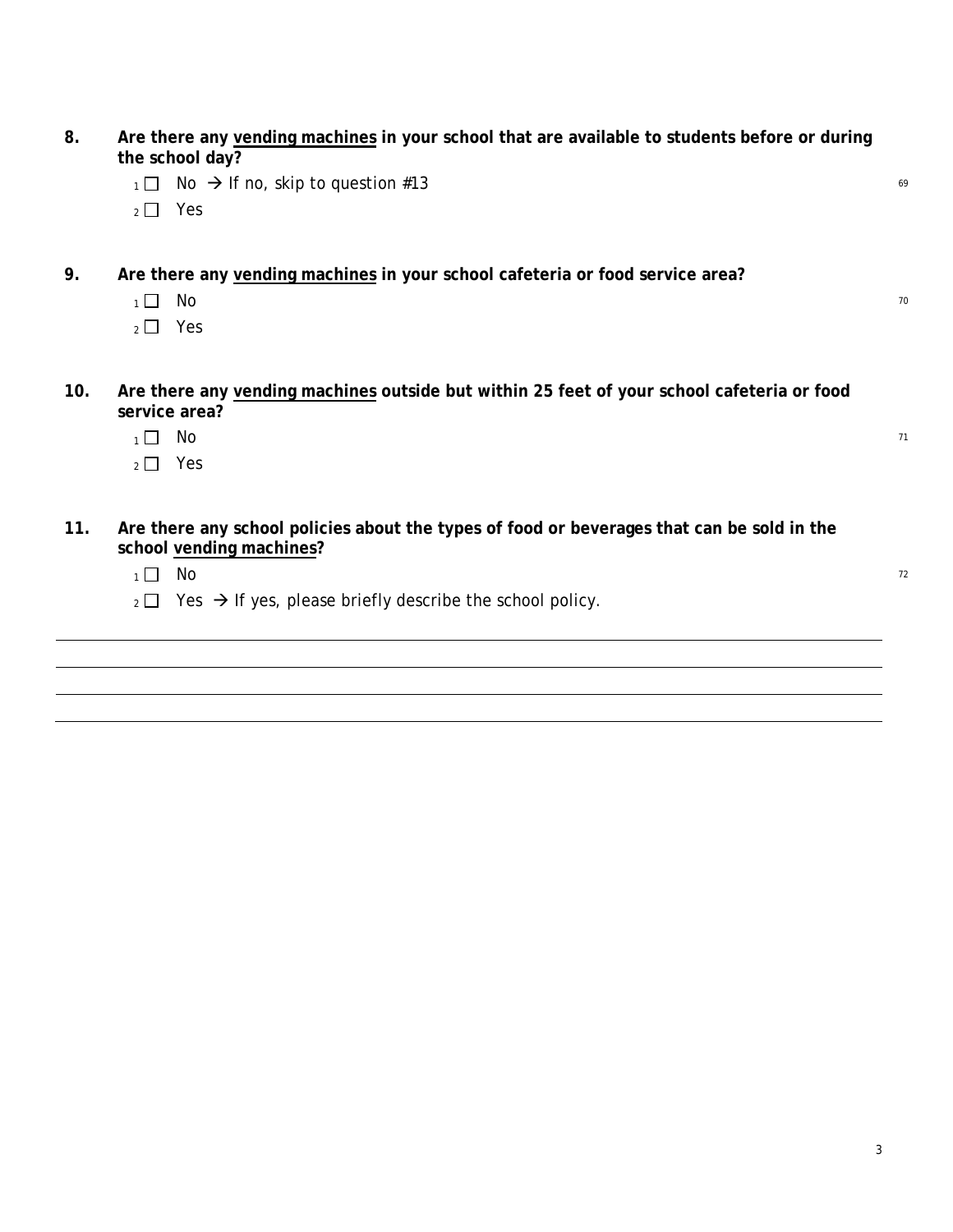**8. Are there any <u>vending machines</u> in your school that are available to students before or during the school day?**

- [ ] 1 No → *If no, skip to question #13* 69
- [ ] 2 Yes

**9. Are there any <u>vending machines</u> in your school cafeteria or food service area?**

- [ ] 1 No 70
- [ ] 2 Yes

**10. Are there any <u>vending machines</u> outside but within 25 feet of your school cafeteria or food service area?**

- [ ] 1 No 71
- [ ] 2 Yes

**11. Are there any school policies about the types of food or beverages that can be sold in the school <u>vending machines</u>?**

- [ ] 1 No 72
- [ ] 2 Yes → *If yes, please briefly describe the school policy.*

\_\_\_\_\_\_\_\_\_\_\_\_\_\_\_\_\_\_\_\_\_\_\_\_\_\_\_\_\_\_\_\_\_\_\_\_\_\_\_\_\_\_\_\_\_\_\_\_\_\_\_\_\_\_\_\_\_\_\_\_\_\_\_\_\_\_\_\_\_\_\_\_\_\_\_\_\_\_

\_\_\_\_\_\_\_\_\_\_\_\_\_\_\_\_\_\_\_\_\_\_\_\_\_\_\_\_\_\_\_\_\_\_\_\_\_\_\_\_\_\_\_\_\_\_\_\_\_\_\_\_\_\_\_\_\_\_\_\_\_\_\_\_\_\_\_\_\_\_\_\_\_\_\_\_\_\_

\_\_\_\_\_\_\_\_\_\_\_\_\_\_\_\_\_\_\_\_\_\_\_\_\_\_\_\_\_\_\_\_\_\_\_\_\_\_\_\_\_\_\_\_\_\_\_\_\_\_\_\_\_\_\_\_\_\_\_\_\_\_\_\_\_\_\_\_\_\_\_\_\_\_\_\_\_\_

\_\_\_\_\_\_\_\_\_\_\_\_\_\_\_\_\_\_\_\_\_\_\_\_\_\_\_\_\_\_\_\_\_\_\_\_\_\_\_\_\_\_\_\_\_\_\_\_\_\_\_\_\_\_\_\_\_\_\_\_\_\_\_\_\_\_\_\_\_\_\_\_\_\_\_\_\_\_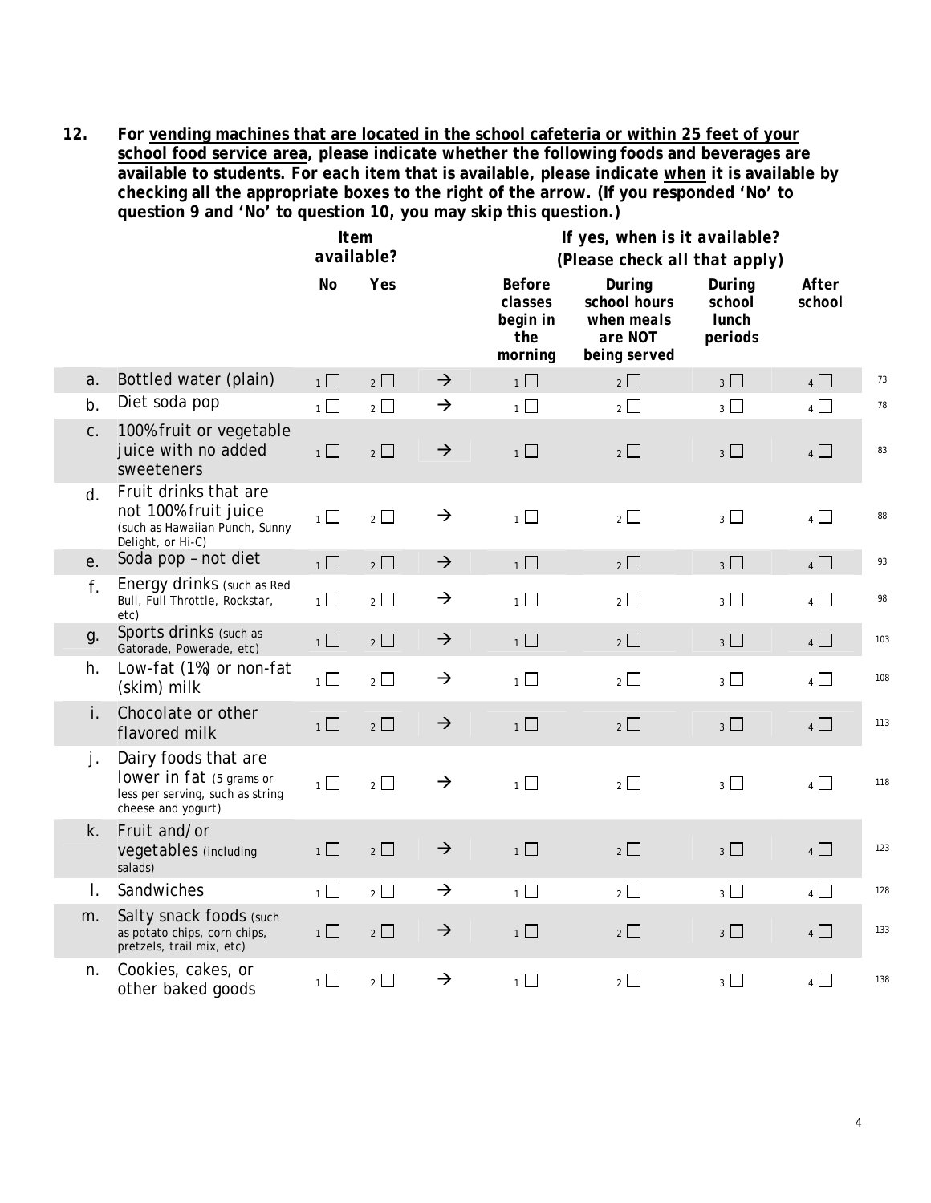**12. For <u>vending machines that are located in the school cafeteria or within 25 feet of your school food service area</u>, please indicate whether the following foods and beverages are available to students. For each item that is available, please indicate <u>when</u> it is available by checking all the appropriate boxes to the right of the arrow. (If you responded 'No' to question 9 and 'No' to question 10, you may skip this question.)**

| | | *Item available?* | | | *If yes, when is it available? (Please check all that apply)* | | | | |
|---|---|---|---|---|---|---|---|---|---|
| | | **No** | **Yes** | | **Before classes begin in the morning** | **During school hours when meals are NOT being served** | **During school lunch periods** | **After school** | |
| a. | Bottled water (plain) | 1 ☐ | 2 ☐ | → | 1 ☐ | 2 ☐ | 3 ☐ | 4 ☐ | 73 |
| b. | Diet soda pop | 1 ☐ | 2 ☐ | → | 1 ☐ | 2 ☐ | 3 ☐ | 4 ☐ | 78 |
| c. | 100% fruit or vegetable juice with no added sweeteners | 1 ☐ | 2 ☐ | → | 1 ☐ | 2 ☐ | 3 ☐ | 4 ☐ | 83 |
| d. | Fruit drinks that are not 100% fruit juice (such as Hawaiian Punch, Sunny Delight, or Hi-C) | 1 ☐ | 2 ☐ | → | 1 ☐ | 2 ☐ | 3 ☐ | 4 ☐ | 88 |
| e. | Soda pop – not diet | 1 ☐ | 2 ☐ | → | 1 ☐ | 2 ☐ | 3 ☐ | 4 ☐ | 93 |
| f. | Energy drinks (such as Red Bull, Full Throttle, Rockstar, etc) | 1 ☐ | 2 ☐ | → | 1 ☐ | 2 ☐ | 3 ☐ | 4 ☐ | 98 |
| g. | Sports drinks (such as Gatorade, Powerade, etc) | 1 ☐ | 2 ☐ | → | 1 ☐ | 2 ☐ | 3 ☐ | 4 ☐ | 103 |
| h. | Low-fat (1%) or non-fat (skim) milk | 1 ☐ | 2 ☐ | → | 1 ☐ | 2 ☐ | 3 ☐ | 4 ☐ | 108 |
| i. | Chocolate or other flavored milk | 1 ☐ | 2 ☐ | → | 1 ☐ | 2 ☐ | 3 ☐ | 4 ☐ | 113 |
| j. | Dairy foods that are lower in fat (5 grams or less per serving, such as string cheese and yogurt) | 1 ☐ | 2 ☐ | → | 1 ☐ | 2 ☐ | 3 ☐ | 4 ☐ | 118 |
| k. | Fruit and/or vegetables (including salads) | 1 ☐ | 2 ☐ | → | 1 ☐ | 2 ☐ | 3 ☐ | 4 ☐ | 123 |
| l. | Sandwiches | 1 ☐ | 2 ☐ | → | 1 ☐ | 2 ☐ | 3 ☐ | 4 ☐ | 128 |
| m. | Salty snack foods (such as potato chips, corn chips, pretzels, trail mix, etc) | 1 ☐ | 2 ☐ | → | 1 ☐ | 2 ☐ | 3 ☐ | 4 ☐ | 133 |
| n. | Cookies, cakes, or other baked goods | 1 ☐ | 2 ☐ | → | 1 ☐ | 2 ☐ | 3 ☐ | 4 ☐ | 138 |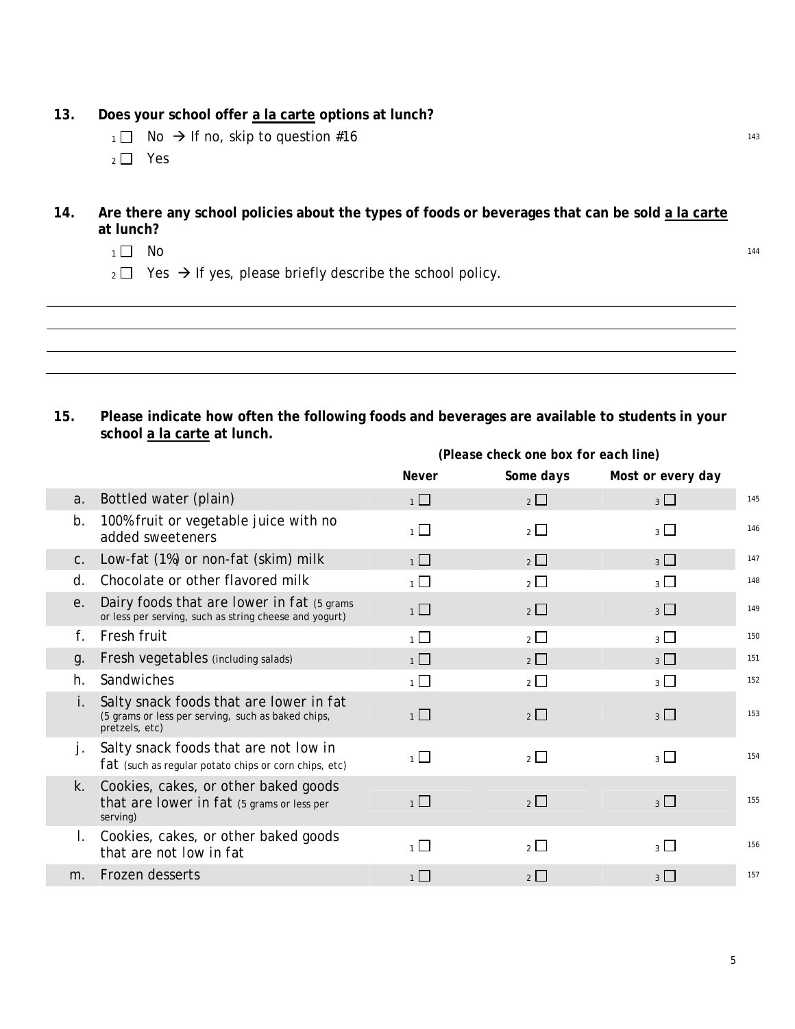**13. Does your school offer a la carte options at lunch?**

- 1 ☐ No → If no, skip to question #16
- 2 ☐ Yes

143

**14. Are there any school policies about the types of foods or beverages that can be sold a la carte at lunch?**

- 1 ☐ No
- 2 ☐ Yes → If yes, please briefly describe the school policy.

144

______________________________________________________________________

______________________________________________________________________

______________________________________________________________________

______________________________________________________________________

**15. Please indicate how often the following foods and beverages are available to students in your school a la carte at lunch.**

*(Please check one box for each line)*

| | | Never | Some days | Most or every day | |
|---|---|---|---|---|---|
| a. | Bottled water (plain) | 1 ☐ | 2 ☐ | 3 ☐ | 145 |
| b. | 100% fruit or vegetable juice with no added sweeteners | 1 ☐ | 2 ☐ | 3 ☐ | 146 |
| c. | Low-fat (1%) or non-fat (skim) milk | 1 ☐ | 2 ☐ | 3 ☐ | 147 |
| d. | Chocolate or other flavored milk | 1 ☐ | 2 ☐ | 3 ☐ | 148 |
| e. | Dairy foods that are lower in fat (5 grams or less per serving, such as string cheese and yogurt) | 1 ☐ | 2 ☐ | 3 ☐ | 149 |
| f. | Fresh fruit | 1 ☐ | 2 ☐ | 3 ☐ | 150 |
| g. | Fresh vegetables (including salads) | 1 ☐ | 2 ☐ | 3 ☐ | 151 |
| h. | Sandwiches | 1 ☐ | 2 ☐ | 3 ☐ | 152 |
| i. | Salty snack foods that are lower in fat (5 grams or less per serving, such as baked chips, pretzels, etc) | 1 ☐ | 2 ☐ | 3 ☐ | 153 |
| j. | Salty snack foods that are not low in fat (such as regular potato chips or corn chips, etc) | 1 ☐ | 2 ☐ | 3 ☐ | 154 |
| k. | Cookies, cakes, or other baked goods that are lower in fat (5 grams or less per serving) | 1 ☐ | 2 ☐ | 3 ☐ | 155 |
| l. | Cookies, cakes, or other baked goods that are not low in fat | 1 ☐ | 2 ☐ | 3 ☐ | 156 |
| m. | Frozen desserts | 1 ☐ | 2 ☐ | 3 ☐ | 157 |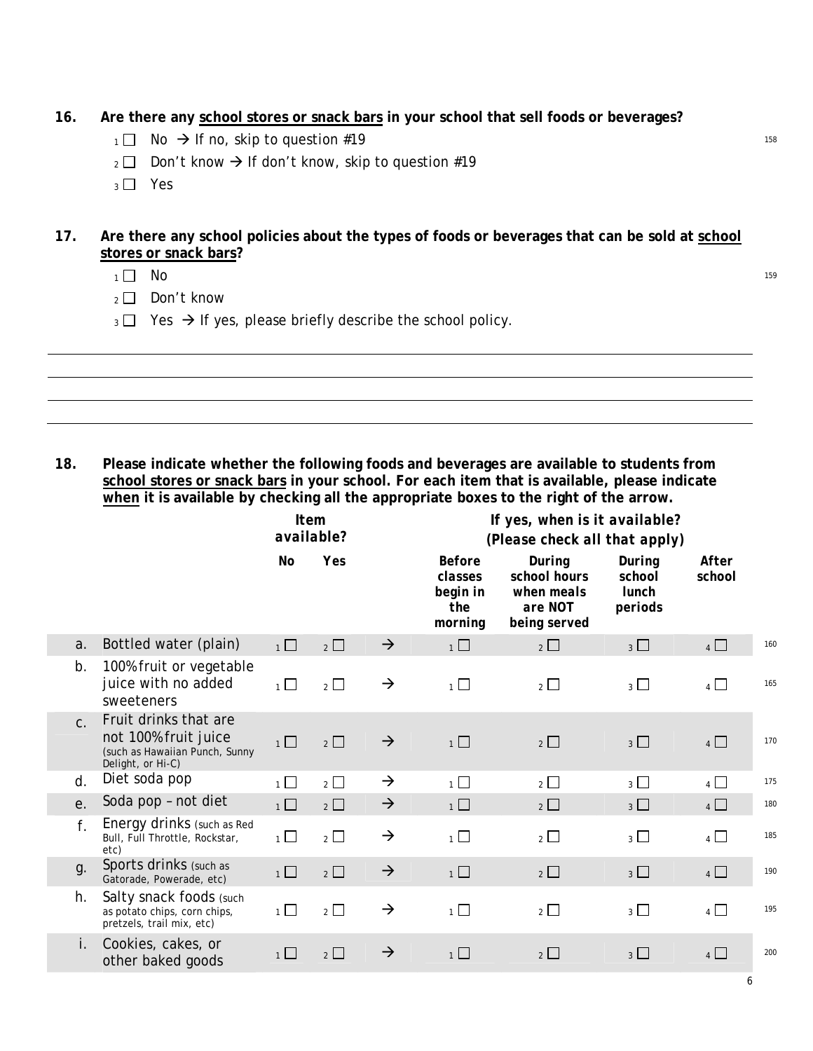**16. Are there any <u>school stores or snack bars</u> in your school that sell foods or beverages?**

- ₁ ☐ No → If no, skip to question #19
- ₂ ☐ Don't know → If don't know, skip to question #19
- ₃ ☐ Yes

**17. Are there any school policies about the types of foods or beverages that can be sold at <u>school stores or snack bars</u>?**

- ₁ ☐ No
- ₂ ☐ Don't know
- ₃ ☐ Yes → If yes, please briefly describe the school policy.

\_\_\_\_\_\_\_\_\_\_\_\_\_\_\_\_\_\_\_\_\_\_\_\_\_\_\_\_\_\_\_\_\_\_\_\_\_\_\_\_\_\_\_\_\_\_\_\_\_\_\_\_\_\_\_\_\_\_\_\_

\_\_\_\_\_\_\_\_\_\_\_\_\_\_\_\_\_\_\_\_\_\_\_\_\_\_\_\_\_\_\_\_\_\_\_\_\_\_\_\_\_\_\_\_\_\_\_\_\_\_\_\_\_\_\_\_\_\_\_\_

\_\_\_\_\_\_\_\_\_\_\_\_\_\_\_\_\_\_\_\_\_\_\_\_\_\_\_\_\_\_\_\_\_\_\_\_\_\_\_\_\_\_\_\_\_\_\_\_\_\_\_\_\_\_\_\_\_\_\_\_

\_\_\_\_\_\_\_\_\_\_\_\_\_\_\_\_\_\_\_\_\_\_\_\_\_\_\_\_\_\_\_\_\_\_\_\_\_\_\_\_\_\_\_\_\_\_\_\_\_\_\_\_\_\_\_\_\_\_\_\_

**18. Please indicate whether the following foods and beverages are available to students from <u>school stores or snack bars</u> in your school. For each item that is available, please indicate <u>when</u> it is available by checking all the appropriate boxes to the right of the arrow.**

| | | Item available? | | | If yes, when is it available? (Please check all that apply) | | | |
|---|---|---|---|---|---|---|---|---|
| | | No | Yes | | Before classes begin in the morning | During school hours when meals are NOT being served | During school lunch periods | After school |
| a. | Bottled water (plain) | ₁ ☐ | ₂ ☐ | → | ₁ ☐ | ₂ ☐ | ₃ ☐ | ₄ ☐ |
| b. | 100% fruit or vegetable juice with no added sweeteners | ₁ ☐ | ₂ ☐ | → | ₁ ☐ | ₂ ☐ | ₃ ☐ | ₄ ☐ |
| c. | Fruit drinks that are not 100% fruit juice (such as Hawaiian Punch, Sunny Delight, or Hi-C) | ₁ ☐ | ₂ ☐ | → | ₁ ☐ | ₂ ☐ | ₃ ☐ | ₄ ☐ |
| d. | Diet soda pop | ₁ ☐ | ₂ ☐ | → | ₁ ☐ | ₂ ☐ | ₃ ☐ | ₄ ☐ |
| e. | Soda pop – not diet | ₁ ☐ | ₂ ☐ | → | ₁ ☐ | ₂ ☐ | ₃ ☐ | ₄ ☐ |
| f. | Energy drinks (such as Red Bull, Full Throttle, Rockstar, etc) | ₁ ☐ | ₂ ☐ | → | ₁ ☐ | ₂ ☐ | ₃ ☐ | ₄ ☐ |
| g. | Sports drinks (such as Gatorade, Powerade, etc) | ₁ ☐ | ₂ ☐ | → | ₁ ☐ | ₂ ☐ | ₃ ☐ | ₄ ☐ |
| h. | Salty snack foods (such as potato chips, corn chips, pretzels, trail mix, etc) | ₁ ☐ | ₂ ☐ | → | ₁ ☐ | ₂ ☐ | ₃ ☐ | ₄ ☐ |
| i. | Cookies, cakes, or other baked goods | ₁ ☐ | ₂ ☐ | → | ₁ ☐ | ₂ ☐ | ₃ ☐ | ₄ ☐ |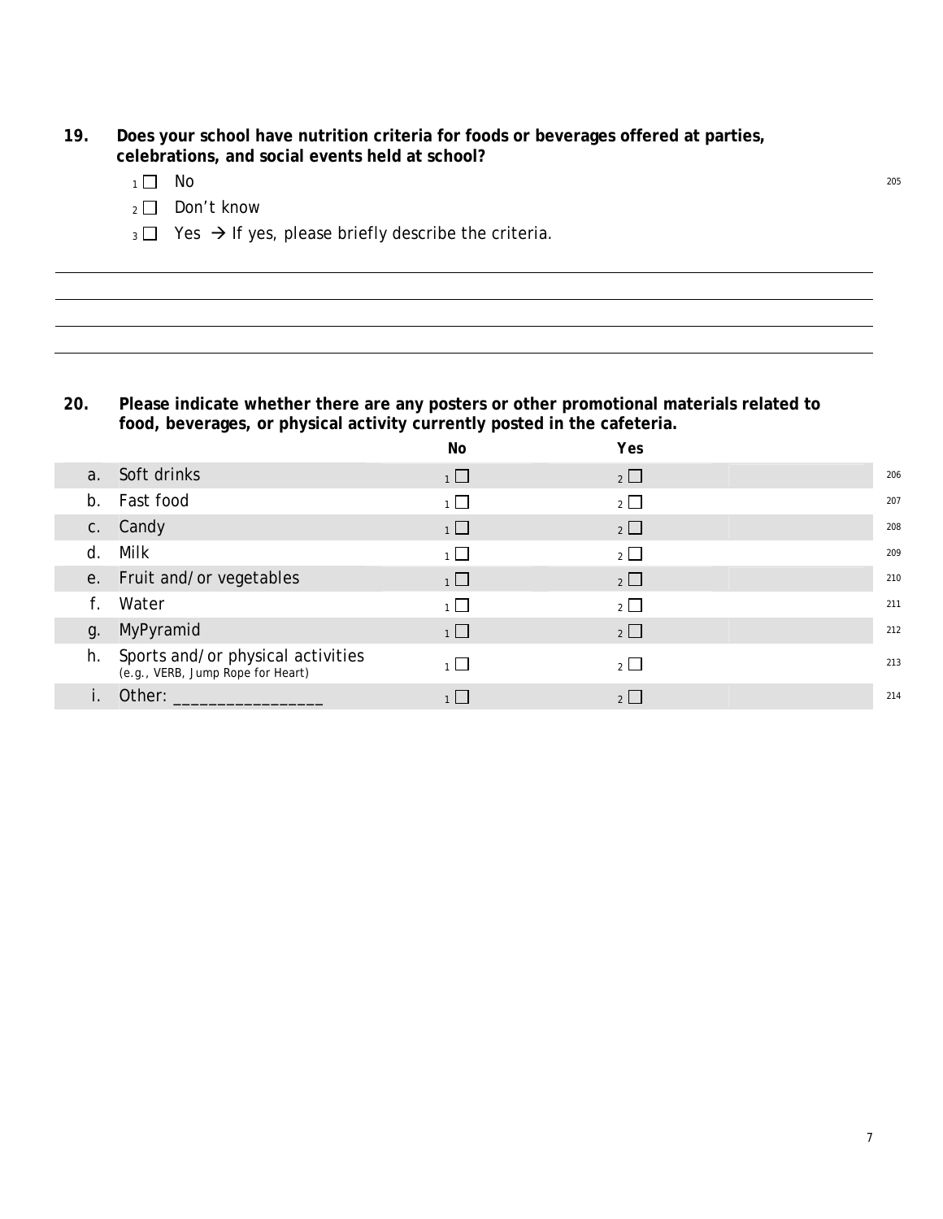**19. Does your school have nutrition criteria for foods or beverages offered at parties, celebrations, and social events held at school?**

1 ☐ No 205

2 ☐ Don't know

3 ☐ Yes → If yes, please briefly describe the criteria.

______________________________________________________________________________

______________________________________________________________________________

______________________________________________________________________________

______________________________________________________________________________

**20. Please indicate whether there are any posters or other promotional materials related to food, beverages, or physical activity currently posted in the cafeteria.**

| | | No | Yes | |
|---|---|---|---|---|
| a. | Soft drinks | 1 ☐ | 2 ☐ | 206 |
| b. | Fast food | 1 ☐ | 2 ☐ | 207 |
| c. | Candy | 1 ☐ | 2 ☐ | 208 |
| d. | Milk | 1 ☐ | 2 ☐ | 209 |
| e. | Fruit and/or vegetables | 1 ☐ | 2 ☐ | 210 |
| f. | Water | 1 ☐ | 2 ☐ | 211 |
| g. | MyPyramid | 1 ☐ | 2 ☐ | 212 |
| h. | Sports and/or physical activities (e.g., VERB, Jump Rope for Heart) | 1 ☐ | 2 ☐ | 213 |
| i. | Other: ________________ | 1 ☐ | 2 ☐ | 214 |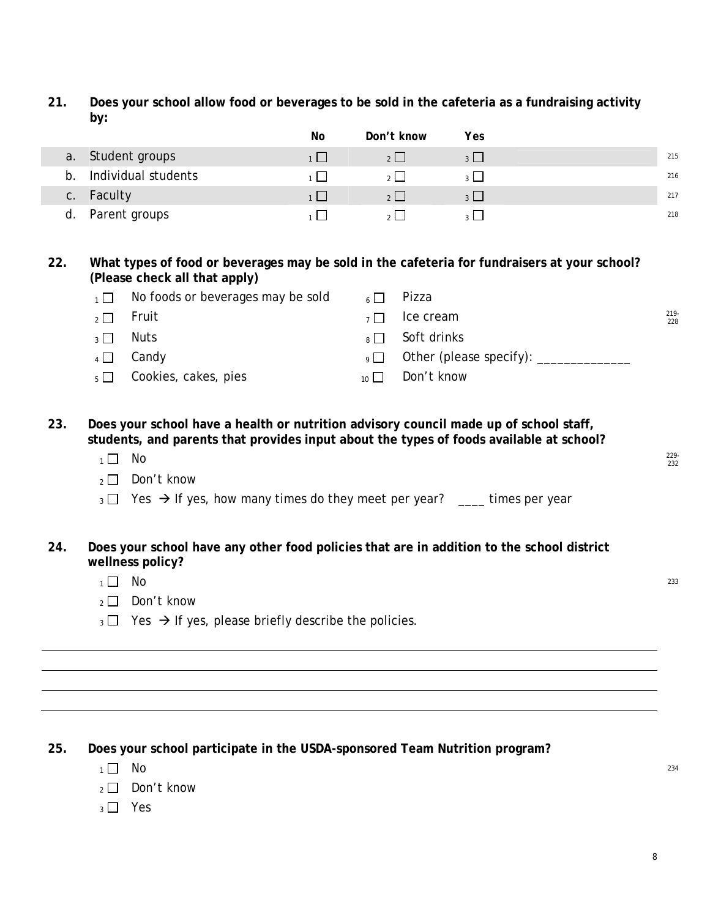**21. Does your school allow food or beverages to be sold in the cafeteria as a fundraising activity by:**

| | No | Don't know | Yes | |
|---|---|---|---|---|
| a. Student groups | 1 ☐ | 2 ☐ | 3 ☐ | 215 |
| b. Individual students | 1 ☐ | 2 ☐ | 3 ☐ | 216 |
| c. Faculty | 1 ☐ | 2 ☐ | 3 ☐ | 217 |
| d. Parent groups | 1 ☐ | 2 ☐ | 3 ☐ | 218 |

**22. What types of food or beverages may be sold in the cafeteria for fundraisers at your school? (Please check all that apply)**

219-228

- 1 ☐ No foods or beverages may be sold
- 2 ☐ Fruit
- 3 ☐ Nuts
- 4 ☐ Candy
- 5 ☐ Cookies, cakes, pies
- 6 ☐ Pizza
- 7 ☐ Ice cream
- 8 ☐ Soft drinks
- 9 ☐ Other (please specify): ______________
- 10 ☐ Don't know

**23. Does your school have a health or nutrition advisory council made up of school staff, students, and parents that provides input about the types of foods available at school?**

229-232

- 1 ☐ No
- 2 ☐ Don't know
- 3 ☐ Yes → If yes, how many times do they meet per year? ____ times per year

**24. Does your school have any other food policies that are in addition to the school district wellness policy?**

233

- 1 ☐ No
- 2 ☐ Don't know
- 3 ☐ Yes → If yes, please briefly describe the policies.

______________________________________________________________________

______________________________________________________________________

______________________________________________________________________

______________________________________________________________________

**25. Does your school participate in the USDA-sponsored Team Nutrition program?**

234

- 1 ☐ No
- 2 ☐ Don't know
- 3 ☐ Yes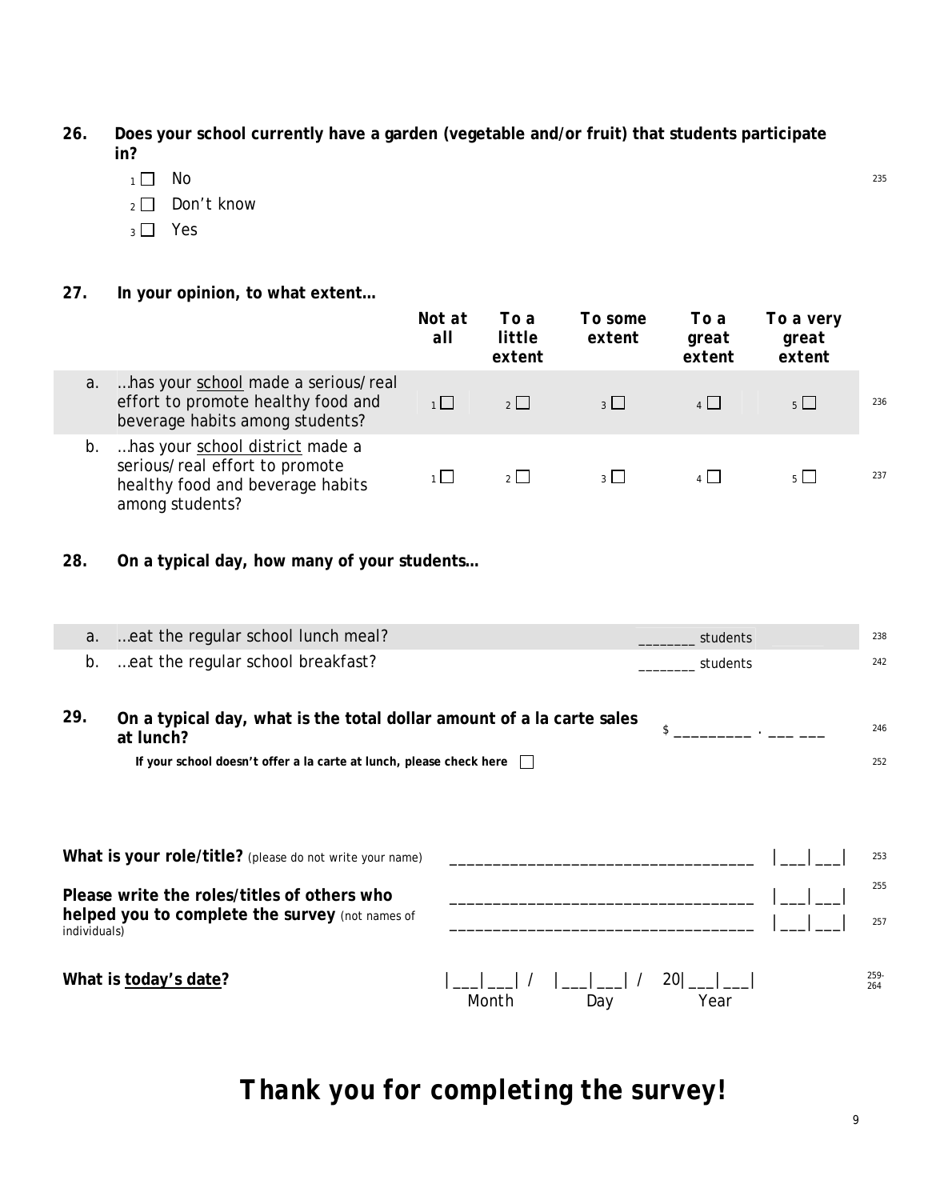**26. Does your school currently have a garden (vegetable and/or fruit) that students participate in?**

- [1] ☐ No
- [2] ☐ Don't know
- [3] ☐ Yes

235

**27. In your opinion, to what extent…**

| | Not at all | To a little extent | To some extent | To a great extent | To a very great extent | |
|---|---|---|---|---|---|---|
| a. …has your school made a serious/real effort to promote healthy food and beverage habits among students? | 1 ☐ | 2 ☐ | 3 ☐ | 4 ☐ | 5 ☐ | 236 |
| b. …has your school district made a serious/real effort to promote healthy food and beverage habits among students? | 1 ☐ | 2 ☐ | 3 ☐ | 4 ☐ | 5 ☐ | 237 |

**28. On a typical day, how many of your students…**

| | | |
|---|---|---|
| a. …eat the regular school lunch meal? | _______ students | 238 |
| b. …eat the regular school breakfast? | _______ students | 242 |

**29. On a typical day, what is the total dollar amount of a la carte sales at lunch?** $ _________ . ___ ___ 246

**If your school doesn't offer a la carte at lunch, please check here** ☐ 252

**What is your role/title?** (please do not write your name) _________________________________ |___|___| 253

**Please write the roles/titles of others who helped you to complete the survey** (not names of individuals)

_________________________________ |___|___| 255

_________________________________ |___|___| 257

**What is today's date?** |___|___| / |___|___| / 20|___|___| 259-264

Month Day Year

# *Thank you for completing the survey!*